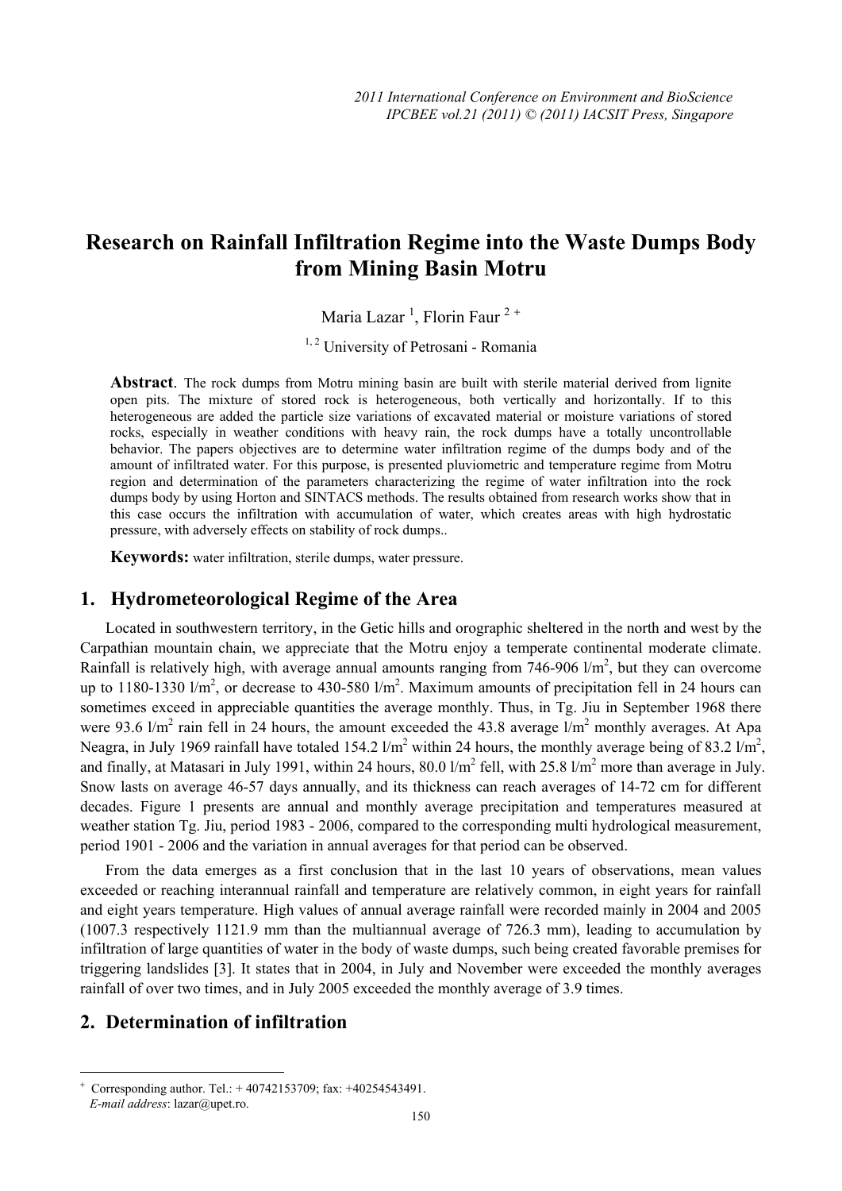# Research on Rainfall Infiltration Regime into the Waste Dumps Body from Mining Basin Motru

Maria Lazar [1], Florin Faur [2 +]

[1, 2] University of Petrosani - Romania

**Abstract**. The rock dumps from Motru mining basin are built with sterile material derived from lignite open pits. The mixture of stored rock is heterogeneous, both vertically and horizontally. If to this heterogeneous are added the particle size variations of excavated material or moisture variations of stored rocks, especially in weather conditions with heavy rain, the rock dumps have a totally uncontrollable behavior. The papers objectives are to determine water infiltration regime of the dumps body and of the amount of infiltrated water. For this purpose, is presented pluviometric and temperature regime from Motru region and determination of the parameters characterizing the regime of water infiltration into the rock dumps body by using Horton and SINTACS methods. The results obtained from research works show that in this case occurs the infiltration with accumulation of water, which creates areas with high hydrostatic pressure, with adversely effects on stability of rock dumps..

**Keywords:** water infiltration, sterile dumps, water pressure.

## 1. Hydrometeorological Regime of the Area

Located in southwestern territory, in the Getic hills and orographic sheltered in the north and west by the Carpathian mountain chain, we appreciate that the Motru enjoy a temperate continental moderate climate. Rainfall is relatively high, with average annual amounts ranging from 746-906 $l/m^2$, but they can overcome up to 1180-1330 $l/m^2$, or decrease to 430-580 $l/m^2$. Maximum amounts of precipitation fell in 24 hours can sometimes exceed in appreciable quantities the average monthly. Thus, in Tg. Jiu in September 1968 there were 93.6 $l/m^2$ rain fell in 24 hours, the amount exceeded the 43.8 average $l/m^2$ monthly averages. At Apa Neagra, in July 1969 rainfall have totaled 154.2 $l/m^2$ within 24 hours, the monthly average being of 83.2 $l/m^2$, and finally, at Matasari in July 1991, within 24 hours, 80.0 $l/m^2$ fell, with 25.8 $l/m^2$ more than average in July. Snow lasts on average 46-57 days annually, and its thickness can reach averages of 14-72 cm for different decades. Figure 1 presents are annual and monthly average precipitation and temperatures measured at weather station Tg. Jiu, period 1983 - 2006, compared to the corresponding multi hydrological measurement, period 1901 - 2006 and the variation in annual averages for that period can be observed.

From the data emerges as a first conclusion that in the last 10 years of observations, mean values exceeded or reaching interannual rainfall and temperature are relatively common, in eight years for rainfall and eight years temperature. High values of annual average rainfall were recorded mainly in 2004 and 2005 (1007.3 respectively 1121.9 mm than the multiannual average of 726.3 mm), leading to accumulation by infiltration of large quantities of water in the body of waste dumps, such being created favorable premises for triggering landslides [3]. It states that in 2004, in July and November were exceeded the monthly averages rainfall of over two times, and in July 2005 exceeded the monthly average of 3.9 times.

## 2. Determination of infiltration

+ Corresponding author. Tel.: + 40742153709; fax: +40254543491.
*E-mail address*: lazar@upet.ro.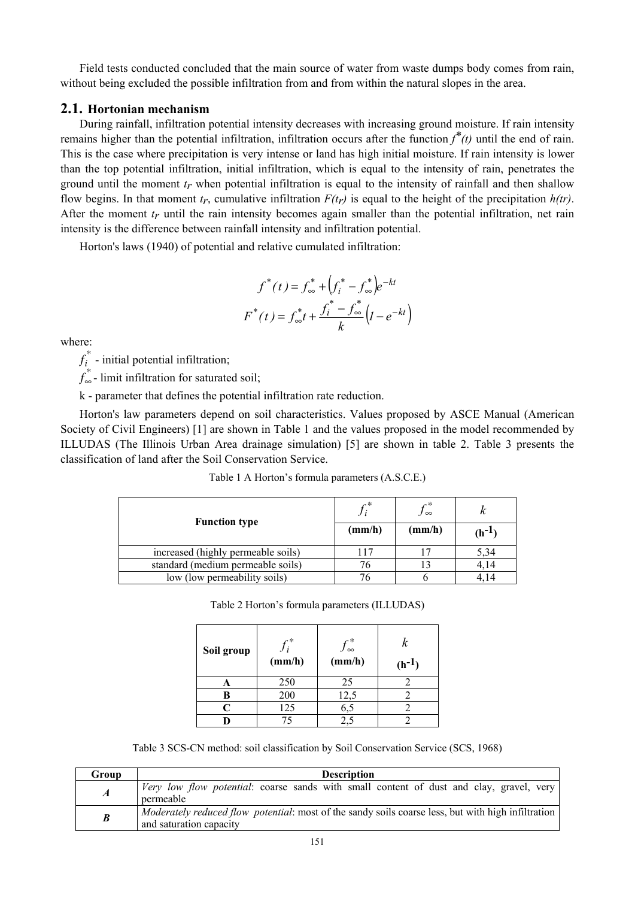Field tests conducted concluded that the main source of water from waste dumps body comes from rain, without being excluded the possible infiltration from and from within the natural slopes in the area.

## 2.1. Hortonian mechanism

During rainfall, infiltration potential intensity decreases with increasing ground moisture. If rain intensity remains higher than the potential infiltration, infiltration occurs after the function $f^{*}(t)$ until the end of rain. This is the case where precipitation is very intense or land has high initial moisture. If rain intensity is lower than the top potential infiltration, initial infiltration, which is equal to the intensity of rain, penetrates the ground until the moment $t_r$ when potential infiltration is equal to the intensity of rainfall and then shallow flow begins. In that moment $t_r$, cumulative infiltration $F(t_r)$ is equal to the height of the precipitation $h(tr)$. After the moment $t_r$ until the rain intensity becomes again smaller than the potential infiltration, net rain intensity is the difference between rainfall intensity and infiltration potential.

Horton's laws (1940) of potential and relative cumulated infiltration:

$$f^{*}(t) = f_{\infty}^{*} + \left(f_{i}^{*} - f_{\infty}^{*}\right)e^{-kt}$$

$$F^{*}(t) = f_{\infty}^{*}t + \frac{f_{i}^{*} - f_{\infty}^{*}}{k}\left(1 - e^{-kt}\right)$$

where:

$f_{i}^{*}$ - initial potential infiltration;

$f_{\infty}^{*}$ - limit infiltration for saturated soil;

k - parameter that defines the potential infiltration rate reduction.

Horton's law parameters depend on soil characteristics. Values proposed by ASCE Manual (American Society of Civil Engineers) [1] are shown in Table 1 and the values proposed in the model recommended by ILLUDAS (The Illinois Urban Area drainage simulation) [5] are shown in table 2. Table 3 presents the classification of land after the Soil Conservation Service.

Table 1 A Horton's formula parameters (A.S.C.E.)

| **Function type** | $f_{i}^{*}$ (mm/h) | $f_{\infty}^{*}$ (mm/h) | $k$ ($h^{-1}$) |
|---|---|---|---|
| increased (highly permeable soils) | 117 | 17 | 5,34 |
| standard (medium permeable soils) | 76 | 13 | 4,14 |
| low (low permeability soils) | 76 | 6 | 4,14 |

Table 2 Horton's formula parameters (ILLUDAS)

| **Soil group** | $f_{i}^{*}$ (mm/h) | $f_{\infty}^{*}$ (mm/h) | $k$ ($h^{-1}$) |
|---|---|---|---|
| **A** | 250 | 25 | 2 |
| **B** | 200 | 12,5 | 2 |
| **C** | 125 | 6,5 | 2 |
| **D** | 75 | 2,5 | 2 |

Table 3 SCS-CN method: soil classification by Soil Conservation Service (SCS, 1968)

| **Group** | **Description** |
|---|---|
| ***A*** | *Very low flow potential*: coarse sands with small content of dust and clay, gravel, very permeable |
| ***B*** | *Moderately reduced flow potential*: most of the sandy soils coarse less, but with high infiltration and saturation capacity |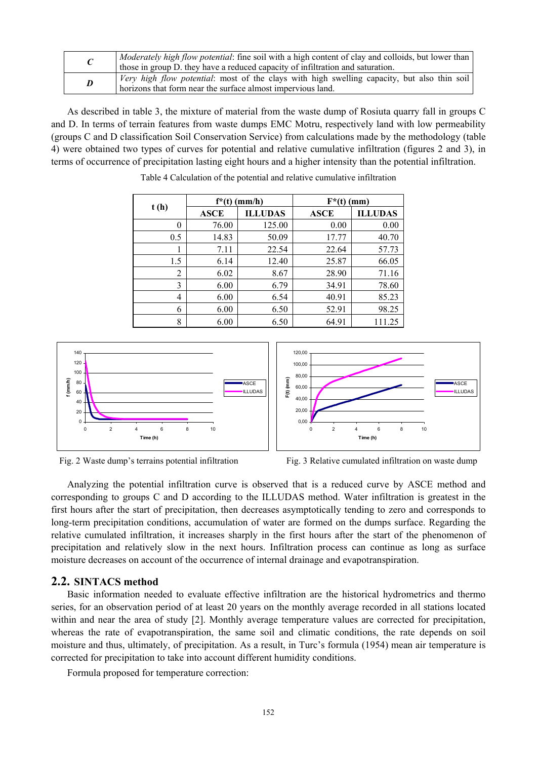| | |
|---|---|
| ***C*** | *Moderately high flow potential*: fine soil with a high content of clay and colloids, but lower than those in group D. they have a reduced capacity of infiltration and saturation. |
| ***D*** | *Very high flow potential*: most of the clays with high swelling capacity, but also thin soil horizons that form near the surface almost impervious land. |

As described in table 3, the mixture of material from the waste dump of Rosiuta quarry fall in groups C and D. In terms of terrain features from waste dumps EMC Motru, respectively land with low permeability (groups C and D classification Soil Conservation Service) from calculations made by the methodology (table 4) were obtained two types of curves for potential and relative cumulative infiltration (figures 2 and 3), in terms of occurrence of precipitation lasting eight hours and a higher intensity than the potential infiltration.

Table 4 Calculation of the potential and relative cumulative infiltration

| t (h) | $f^*(t)$ (mm/h) | | $F^*(t)$ (mm) | |
|---|---|---|---|---|
| | ASCE | ILLUDAS | ASCE | ILLUDAS |
| 0 | 76.00 | 125.00 | 0.00 | 0.00 |
| 0.5 | 14.83 | 50.09 | 17.77 | 40.70 |
| 1 | 7.11 | 22.54 | 22.64 | 57.73 |
| 1.5 | 6.14 | 12.40 | 25.87 | 66.05 |
| 2 | 6.02 | 8.67 | 28.90 | 71.16 |
| 3 | 6.00 | 6.79 | 34.91 | 78.60 |
| 4 | 6.00 | 6.54 | 40.91 | 85.23 |
| 6 | 6.00 | 6.50 | 52.91 | 98.25 |
| 8 | 6.00 | 6.50 | 64.91 | 111.25 |

Fig. 2 Waste dump's terrains potential infiltration

Fig. 3 Relative cumulated infiltration on waste dump

Analyzing the potential infiltration curve is observed that is a reduced curve by ASCE method and corresponding to groups C and D according to the ILLUDAS method. Water infiltration is greatest in the first hours after the start of precipitation, then decreases asymptotically tending to zero and corresponds to long-term precipitation conditions, accumulation of water are formed on the dumps surface. Regarding the relative cumulated infiltration, it increases sharply in the first hours after the start of the phenomenon of precipitation and relatively slow in the next hours. Infiltration process can continue as long as surface moisture decreases on account of the occurrence of internal drainage and evapotranspiration.

## 2.2. SINTACS method

Basic information needed to evaluate effective infiltration are the historical hydrometrics and thermo series, for an observation period of at least 20 years on the monthly average recorded in all stations located within and near the area of study [2]. Monthly average temperature values are corrected for precipitation, whereas the rate of evapotranspiration, the same soil and climatic conditions, the rate depends on soil moisture and thus, ultimately, of precipitation. As a result, in Turc's formula (1954) mean air temperature is corrected for precipitation to take into account different humidity conditions.

Formula proposed for temperature correction: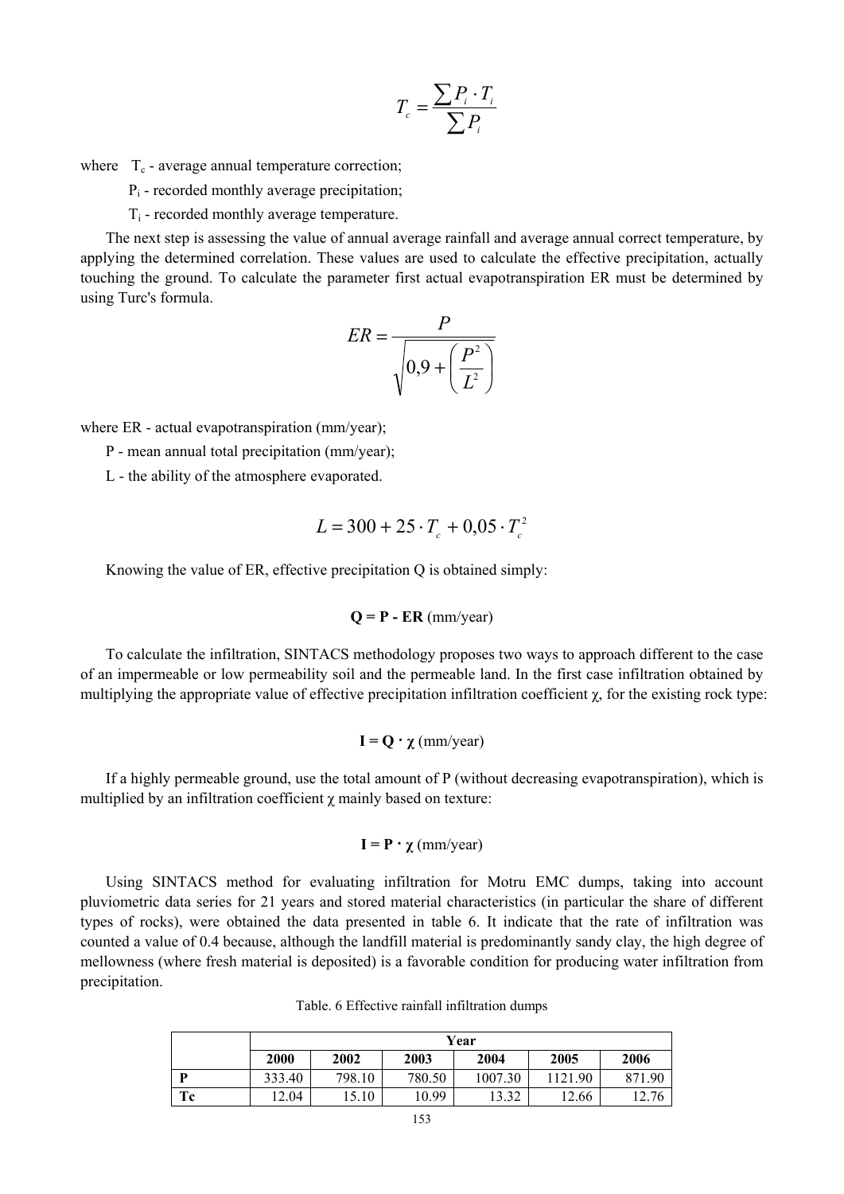$$T_c = \frac{\sum P_i \cdot T_i}{\sum P_i}$$

where $T_c$ - average annual temperature correction;

$P_i$ - recorded monthly average precipitation;

$T_i$ - recorded monthly average temperature.

The next step is assessing the value of annual average rainfall and average annual correct temperature, by applying the determined correlation. These values are used to calculate the effective precipitation, actually touching the ground. To calculate the parameter first actual evapotranspiration ER must be determined by using Turc's formula.

$$ER = \frac{P}{\sqrt{0,9 + \left(\frac{P^2}{L^2}\right)}}$$

where ER - actual evapotranspiration (mm/year);

P - mean annual total precipitation (mm/year);

L - the ability of the atmosphere evaporated.

$$L = 300 + 25 \cdot T_c + 0,05 \cdot T_c^2$$

Knowing the value of ER, effective precipitation Q is obtained simply:

**Q = P - ER** (mm/year)

To calculate the infiltration, SINTACS methodology proposes two ways to approach different to the case of an impermeable or low permeability soil and the permeable land. In the first case infiltration obtained by multiplying the appropriate value of effective precipitation infiltration coefficient $\chi$, for the existing rock type:

**I = Q · $\chi$** (mm/year)

If a highly permeable ground, use the total amount of P (without decreasing evapotranspiration), which is multiplied by an infiltration coefficient $\chi$ mainly based on texture:

**I = P · $\chi$** (mm/year)

Using SINTACS method for evaluating infiltration for Motru EMC dumps, taking into account pluviometric data series for 21 years and stored material characteristics (in particular the share of different types of rocks), were obtained the data presented in table 6. It indicate that the rate of infiltration was counted a value of 0.4 because, although the landfill material is predominantly sandy clay, the high degree of mellowness (where fresh material is deposited) is a favorable condition for producing water infiltration from precipitation.

Table. 6 Effective rainfall infiltration dumps

| | Year | | | | | |
|---|---|---|---|---|---|---|
| | **2000** | **2002** | **2003** | **2004** | **2005** | **2006** |
| **P** | 333.40 | 798.10 | 780.50 | 1007.30 | 1121.90 | 871.90 |
| **Tc** | 12.04 | 15.10 | 10.99 | 13.32 | 12.66 | 12.76 |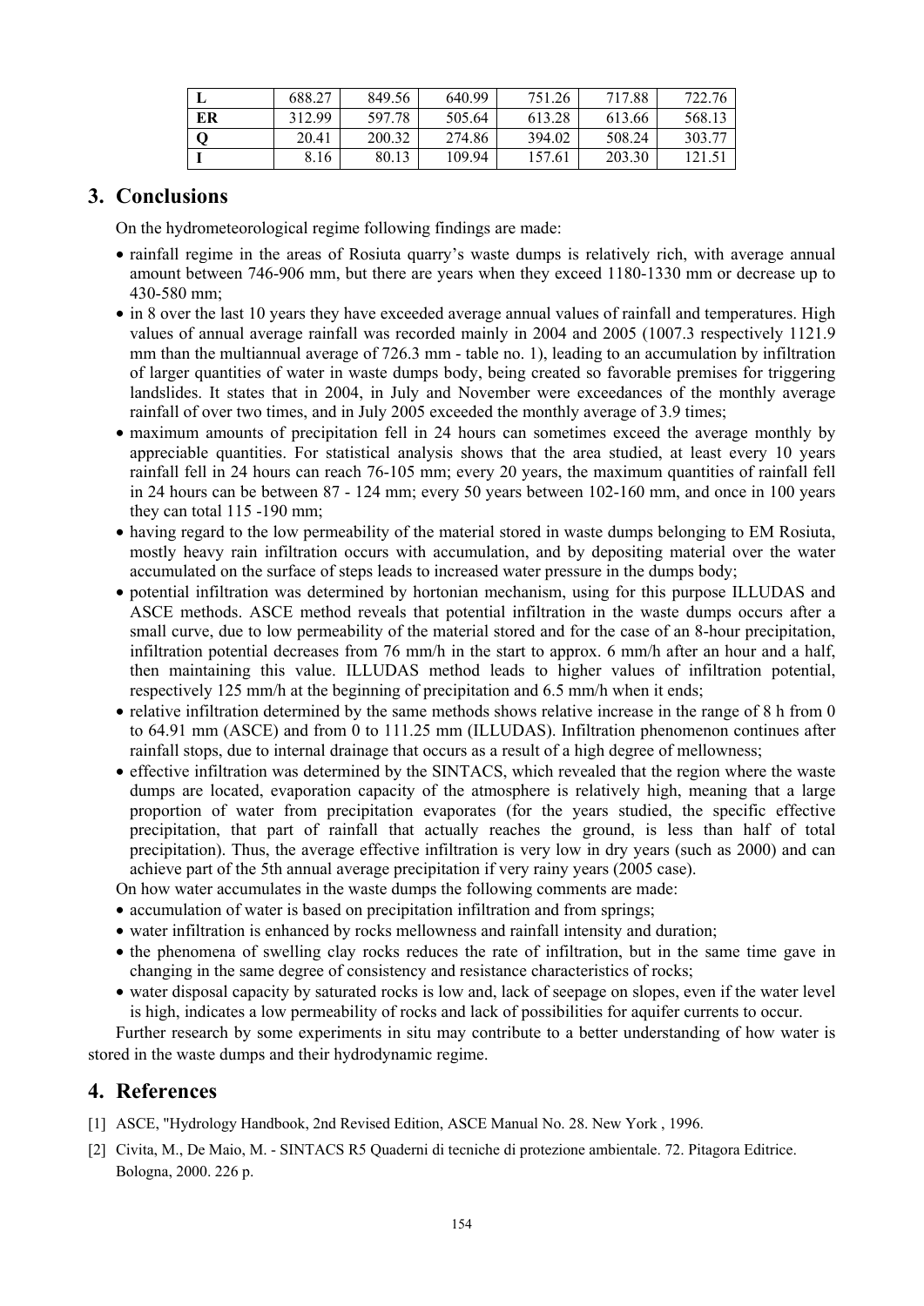| L | 688.27 | 849.56 | 640.99 | 751.26 | 717.88 | 722.76 |
|---|---|---|---|---|---|---|
| ER | 312.99 | 597.78 | 505.64 | 613.28 | 613.66 | 568.13 |
| Q | 20.41 | 200.32 | 274.86 | 394.02 | 508.24 | 303.77 |
| I | 8.16 | 80.13 | 109.94 | 157.61 | 203.30 | 121.51 |

## 3. Conclusions

On the hydrometeorological regime following findings are made:

- rainfall regime in the areas of Rosiuta quarry's waste dumps is relatively rich, with average annual amount between 746-906 mm, but there are years when they exceed 1180-1330 mm or decrease up to 430-580 mm;
- in 8 over the last 10 years they have exceeded average annual values of rainfall and temperatures. High values of annual average rainfall was recorded mainly in 2004 and 2005 (1007.3 respectively 1121.9 mm than the multiannual average of 726.3 mm - table no. 1), leading to an accumulation by infiltration of larger quantities of water in waste dumps body, being created so favorable premises for triggering landslides. It states that in 2004, in July and November were exceedances of the monthly average rainfall of over two times, and in July 2005 exceeded the monthly average of 3.9 times;
- maximum amounts of precipitation fell in 24 hours can sometimes exceed the average monthly by appreciable quantities. For statistical analysis shows that the area studied, at least every 10 years rainfall fell in 24 hours can reach 76-105 mm; every 20 years, the maximum quantities of rainfall fell in 24 hours can be between 87 - 124 mm; every 50 years between 102-160 mm, and once in 100 years they can total 115 -190 mm;
- having regard to the low permeability of the material stored in waste dumps belonging to EM Rosiuta, mostly heavy rain infiltration occurs with accumulation, and by depositing material over the water accumulated on the surface of steps leads to increased water pressure in the dumps body;
- potential infiltration was determined by hortonian mechanism, using for this purpose ILLUDAS and ASCE methods. ASCE method reveals that potential infiltration in the waste dumps occurs after a small curve, due to low permeability of the material stored and for the case of an 8-hour precipitation, infiltration potential decreases from 76 mm/h in the start to approx. 6 mm/h after an hour and a half, then maintaining this value. ILLUDAS method leads to higher values of infiltration potential, respectively 125 mm/h at the beginning of precipitation and 6.5 mm/h when it ends;
- relative infiltration determined by the same methods shows relative increase in the range of 8 h from 0 to 64.91 mm (ASCE) and from 0 to 111.25 mm (ILLUDAS). Infiltration phenomenon continues after rainfall stops, due to internal drainage that occurs as a result of a high degree of mellowness;
- effective infiltration was determined by the SINTACS, which revealed that the region where the waste dumps are located, evaporation capacity of the atmosphere is relatively high, meaning that a large proportion of water from precipitation evaporates (for the years studied, the specific effective precipitation, that part of rainfall that actually reaches the ground, is less than half of total precipitation). Thus, the average effective infiltration is very low in dry years (such as 2000) and can achieve part of the 5th annual average precipitation if very rainy years (2005 case).

On how water accumulates in the waste dumps the following comments are made:

- accumulation of water is based on precipitation infiltration and from springs;
- water infiltration is enhanced by rocks mellowness and rainfall intensity and duration;
- the phenomena of swelling clay rocks reduces the rate of infiltration, but in the same time gave in changing in the same degree of consistency and resistance characteristics of rocks;
- water disposal capacity by saturated rocks is low and, lack of seepage on slopes, even if the water level is high, indicates a low permeability of rocks and lack of possibilities for aquifer currents to occur.

Further research by some experiments in situ may contribute to a better understanding of how water is stored in the waste dumps and their hydrodynamic regime.

## 4. References

[1] ASCE, "Hydrology Handbook, 2nd Revised Edition, ASCE Manual No. 28. New York , 1996.

[2] Civita, M., De Maio, M. - SINTACS R5 Quaderni di tecniche di protezione ambientale. 72. Pitagora Editrice. Bologna, 2000. 226 p.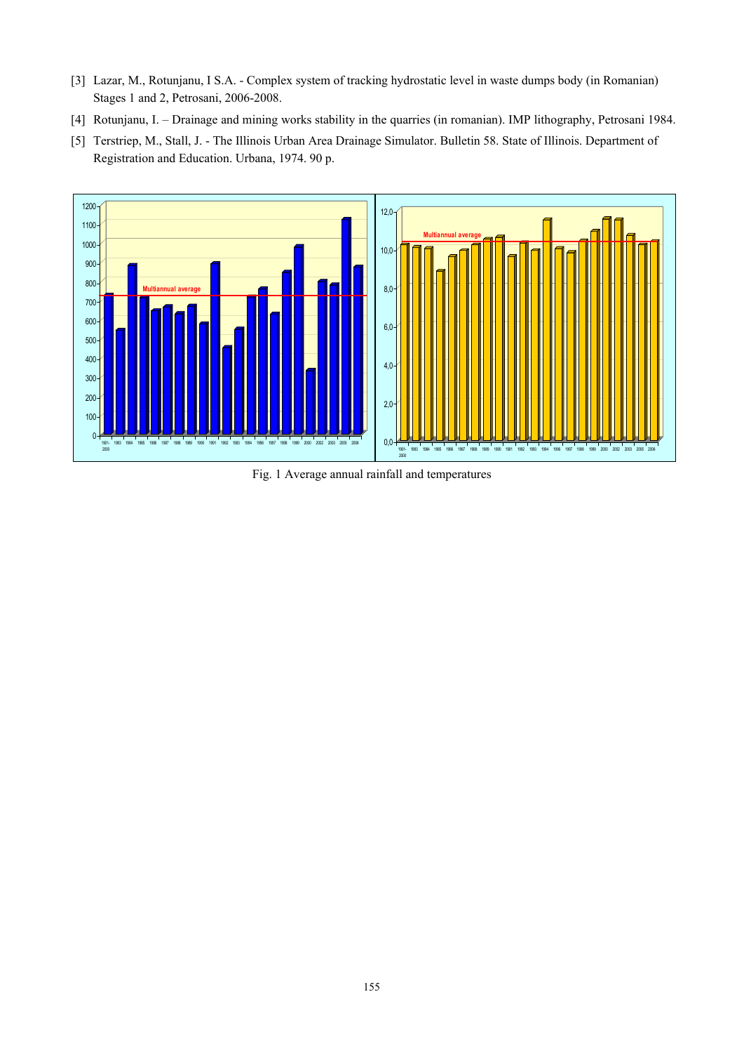[3] Lazar, M., Rotunjanu, I S.A. - Complex system of tracking hydrostatic level in waste dumps body (in Romanian) Stages 1 and 2, Petrosani, 2006-2008.

[4] Rotunjanu, I. – Drainage and mining works stability in the quarries (in romanian). IMP lithography, Petrosani 1984.

[5] Terstriep, M., Stall, J. - The Illinois Urban Area Drainage Simulator. Bulletin 58. State of Illinois. Department of Registration and Education. Urbana, 1974. 90 p.

Multiannual average

1200
1100
1000
900
800
700
600
500
400
300
200
100
0

1901-2000 1983 1984 1985 1986 1987 1988 1989 1990 1991 1992 1993 1994 1995 1996 1997 1998 1999 2000 2002 2003 2005 2006

Multiannual average

12,0
10,0
8,0
6,0
4,0
2,0
0,0

1901-2000 1983 1984 1985 1986 1987 1988 1989 1990 1991 1992 1993 1994 1995 1996 1997 1998 1999 2000 2002 2003 2005 2006

Fig. 1 Average annual rainfall and temperatures